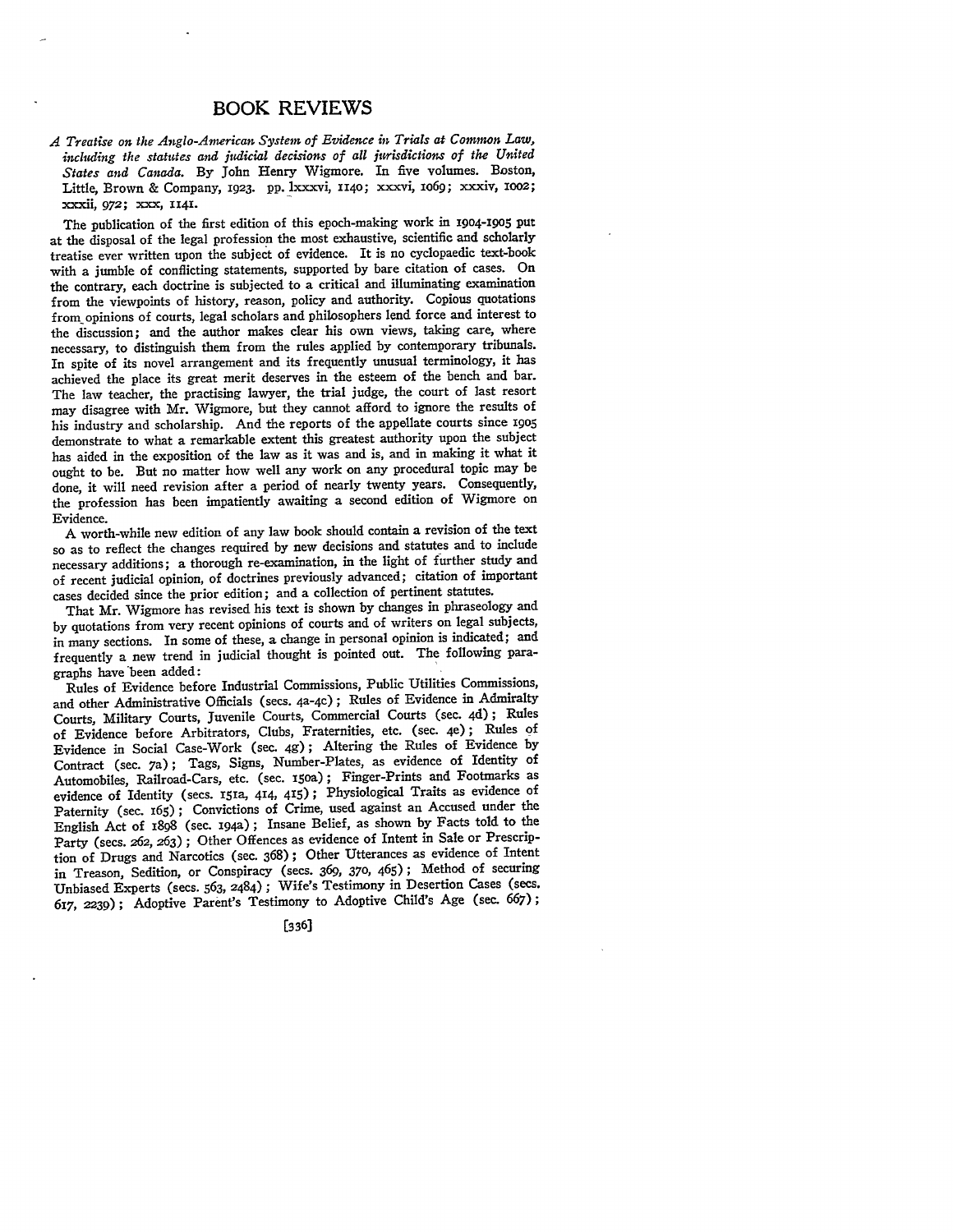# BOOK REVIEWS

*A Treatise on the Anglo-American System of Evidence in Trials at Common Law, including the statutes and judicial decisions of all jurisdictions of the United States and Canada.* By John Henry Wigmore. In five volumes. Boston, Little, Brown & Company, 1923. pp. lxxxvi, 1140; xxxvi, 1069; xxxiv, 1002; xxxii, 972; xxx, 1141.

The publication of the first edition of this epoch-making work in 1904-1905 put at the disposal of the legal profession the most exhaustive, scientific and scholarly treatise ever written upon the subject of evidence. It is no cyclopaedic text-book with a jumble of conflicting statements, supported by bare citation of cases. On the contrary, each doctrine is subjected to a critical and illuminating examination from the viewpoints of history, reason, policy and authority. Copious quotations from opinions of courts, legal scholars and philosophers lend force and interest to the discussion; and the author makes clear his own views, taking care, where necessary, to distinguish them from the rules applied by contemporary tribunals. In spite of its novel arrangement and its frequently unusual terminology, it has achieved the place its great merit deserves in the esteem of the bench and bar. The law teacher, the practising lawyer, the trial judge, the court of last resort may disagree with Mr. Wigmore, but they cannot afford to ignore the results of his industry and scholarship. And the reports of the appellate courts since 1905 demonstrate to what a remarkable extent this greatest authority upon the subject has aided in the exposition of the law as it was and is, and in making it what it ought to be. But no matter how well any work on any procedural topic may be done, it will need revision after a period of nearly twenty years. Consequently, the profession has been impatiently awaiting a second edition of Wigmore on Evidence.

A worth-while new edition of any law book should contain a revision of the text so as to reflect the changes required by new decisions and statutes and to include necessary additions; a thorough re-examination, in the light of further study and of recent judicial opinion, of doctrines previously advanced; citation of important cases decided since the prior edition; and a collection of pertinent statutes.

That Mr. Wigmore has revised his text is shown by changes in phraseology and by quotations from very recent opinions of courts and of writers on legal subjects, in many sections. In some of these, a change in personal opinion is indicated; and frequently a new trend in judicial thought is pointed out. The following paragraphs have been added:

Rules of Evidence before Industrial Commissions, Public Utilities Commissions, and other Administrative Officials (secs. 4a-4c); Rules of Evidence in Admiralty Courts, Military Courts, Juvenile Courts, Commercial Courts (sec. 4d); Rules of Evidence before Arbitrators, Clubs, Fraternities, etc. (sec. 4e); Rules of Evidence in Social Case-Work (sec. 4g); Altering the Rules of Evidence by Contract (sec. 7a); Tags, Signs, Number-Plates, as evidence of Identity of Automobiles, Railroad-Cars, etc. (sec. 150a); Finger-Prints and Footmarks as evidence of Identity (secs. 151a, 414, 415); Physiological Traits as evidence of Paternity (sec. 165); Convictions of Crime, used against an Accused under the English Act of 1898 (sec. 194a); Insane Belief, as shown by Facts told to the Party (secs. 262, 263); Other Offences as evidence of Intent in Sale or Prescription of Drugs and Narcotics (sec. 368); Other Utterances as evidence of Intent in Treason, Sedition, or Conspiracy (secs. 369, 370, 465); Method of securing Unbiased Experts (secs. 563, 2484); Wife's Testimony in Desertion Cases (secs. 617, 2239); Adoptive Parent's Testimony to Adoptive Child's Age (sec. 667);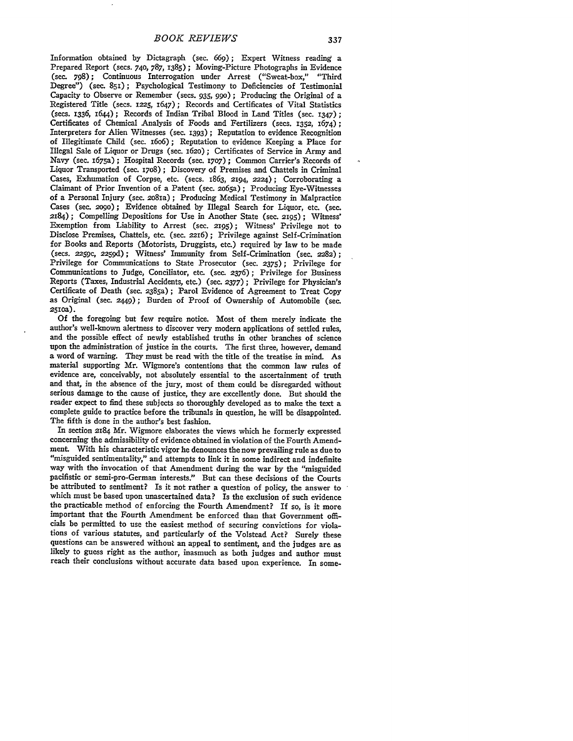Information obtained by Dictagraph (sec. 669); Expert Witness reading a Prepared Report (secs. 740, 787, 1385); Moving-Picture Photographs in Evidence (sec. 798); Continuous Interrogation under Arrest ("Sweat-box," "Third Degree") (sec. 851); Psychological Testimony to Deficiencies of Testimonial Capacity to Observe or Remember (secs. 935, 990); Producing the Original of a Registered Title (secs. 1225, 1647); Records and Certificates of Vital Statistics (secs. 1336, 1644); Records of Indian Tribal Blood in Land Titles (sec. 1347); Certificates of Chemical Analysis of Foods and Fertilizers (secs. 1352, 1674); Interpreters for Alien Witnesses (sec. 1393); Reputation to evidence Recognition of Illegitimate Child (sec. 1606); Reputation to evidence Keeping a Place for Illegal Sale of Liquor or Drugs (sec. 1620); Certificates of Service in Army and Navy (sec. 1675a); Hospital Records (sec. 1707); Common Carrier's Records of Liquor Transported (sec. 1708); Discovery of Premises and Chattels in Criminal Cases, Exhumation of Corpse, etc. (secs. 1863, 2194, 2224); Corroborating a Claimant of Prior Invention of a Patent (sec. 2065a); Producing Eye-Witnesses of a Personal Injury (sec. 2081a); Producing Medical Testimony in Malpractice Cases (sec. 2090); Evidence obtained by Illegal Search for Liquor, etc. (sec. 2184); Compelling Depositions for Use in Another State (sec. 2195); Witness' Exemption from Liability to Arrest (sec. 2195); Witness' Privilege not to Disclose Premises, Chattels, etc. (sec. 2216); Privilege against Self-Crimination for Books and Reports (Motorists, Druggists, etc.) required by law to be made (secs. 2259c, 2259d); Witness' Immunity from Self-Crimination (sec. 2282); Privilege for Communications to State Prosecutor (sec. 2375); Privilege for Communications to Judge, Conciliator, etc. (sec. 2376); Privilege for Business Reports (Taxes, Industrial Accidents, etc.) (sec. 2377); Privilege for Physician's Certificate of Death (sec. 2385a); Parol Evidence of Agreement to Treat Copy as Original (sec. 2449); Burden of Proof of Ownership of Automobile (sec. 2510a).

Of the foregoing but few require notice. Most of them merely indicate the author's well-known alertness to discover very modern applications of settled rules, and the possible effect of newly established truths in other branches of science upon the administration of justice in the courts. The first three, however, demand a word of warning. They must be read with the title of the treatise in mind. As material supporting Mr. Wigmore's contentions that the common law rules of evidence are, conceivably, not absolutely essential to the ascertainment of truth and that, in the absence of the jury, most of them could be disregarded without serious damage to the cause of justice, they are excellently done. But should the reader expect to find these subjects so thoroughly developed as to make the text a complete guide to practice before the tribunals in question, he will be disappointed. The fifth is done in the author's best fashion.

In section 2184 Mr. Wigmore elaborates the views which he formerly expressed concerning the admissibility of evidence obtained in violation of the Fourth Amendment. With his characteristic vigor he denounces the now prevailing rule as due to "misguided sentimentality," and attempts to link it in some indirect and indefinite way with the invocation of that Amendment during the war by the "misguided pacifistic or semi-pro-German interests." But can these decisions of the Courts be attributed to sentiment? Is it not rather a question of policy, the answer to which must be based upon unascertained data? Is the exclusion of such evidence the practicable method of enforcing the Fourth Amendment? If so, is it more important that the Fourth Amendment be enforced than that Government officials be permitted to use the easiest method of securing convictions for violations of various statutes, and particularly of the Volstead Act? Surely these questions can be answered without an appeal to sentiment, and the judges are as likely to guess right as the author, inasmuch as both judges and author must reach their conclusions without accurate data based upon experience. In some-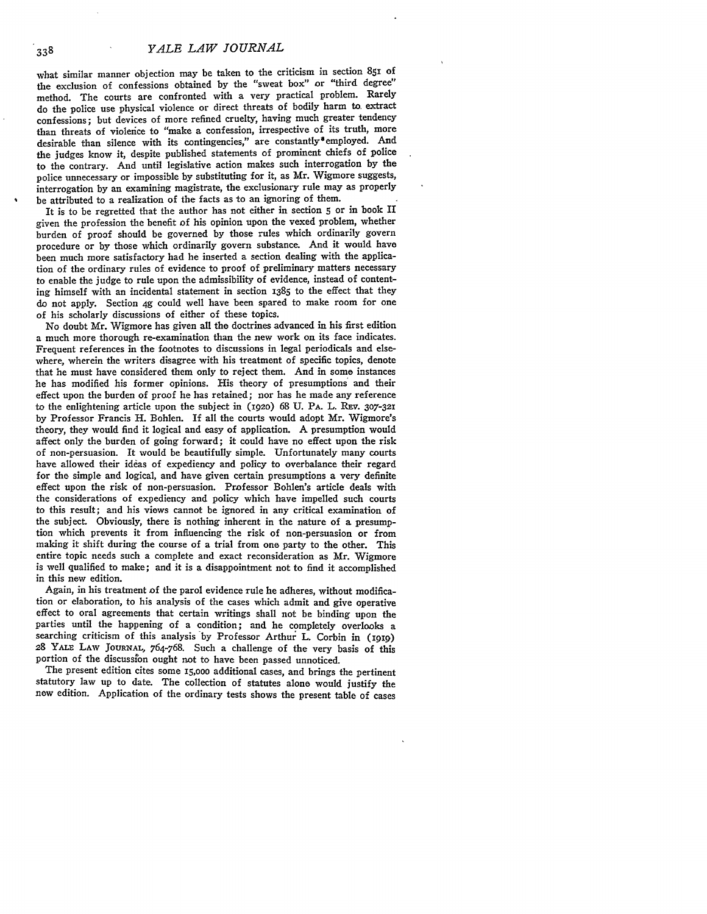what similar manner objection may be taken to the criticism in section 851 of the exclusion of confessions obtained by the "sweat box" or "third degree" method. The courts are confronted with a very practical problem. Rarely do the police use physical violence or direct threats of bodily harm to extract confessions; but devices of more refined cruelty, having much greater tendency than threats of violence to "make a confession, irrespective of its truth, more desirable than silence with its contingencies," are constantly employed. And the judges know it, despite published statements of prominent chiefs of police to the contrary. And until legislative action makes such interrogation by the police unnecessary or impossible by substituting for it, as Mr. Wigmore suggests, interrogation by an examining magistrate, the exclusionary rule may as properly be attributed to a realization of the facts as to an ignoring of them.

It is to be regretted that the author has not either in section 5 or in book II given the profession the benefit of his opinion upon the vexed problem, whether burden of proof should be governed by those rules which ordinarily govern procedure or by those which ordinarily govern substance. And it would have been much more satisfactory had he inserted a section dealing with the application of the ordinary rules of evidence to proof of preliminary matters necessary to enable the judge to rule upon the admissibility of evidence, instead of contenting himself with an incidental statement in section 1385 to the effect that they do not apply. Section 4g could well have been spared to make room for one of his scholarly discussions of either of these topics.

No doubt Mr. Wigmore has given all the doctrines advanced in his first edition a much more thorough re-examination than the new work on its face indicates. Frequent references in the footnotes to discussions in legal periodicals and elsewhere, wherein the writers disagree with his treatment of specific topics, denote that he must have considered them only to reject them. And in some instances he has modified his former opinions. His theory of presumptions and their effect upon the burden of proof he has retained; nor has he made any reference to the enlightening article upon the subject in (1920) 68 U. PA. L. REV. 307-321 by Professor Francis H. Bohlen. If all the courts would adopt Mr. Wigmore's theory, they would find it logical and easy of application. A presumption would affect only the burden of going forward; it could have no effect upon the risk of non-persuasion. It would be beautifully simple. Unfortunately many courts have allowed their ideas of expediency and policy to overbalance their regard for the simple and logical, and have given certain presumptions a very definite effect upon the risk of non-persuasion. Professor Bohlen's article deals with the considerations of expediency and policy which have impelled such courts to this result; and his views cannot be ignored in any critical examination of the subject. Obviously, there is nothing inherent in the nature of a presumption which prevents it from influencing the risk of non-persuasion or from making it shift during the course of a trial from one party to the other. This entire topic needs such a complete and exact reconsideration as Mr. Wigmore is well qualified to make; and it is a disappointment not to find it accomplished in this new edition.

Again, in his treatment of the parol evidence rule he adheres, without modification or elaboration, to his analysis of the cases which admit and give operative effect to oral agreements that certain writings shall not be binding upon the parties until the happening of a condition; and he completely overlooks a searching criticism of this analysis by Professor Arthur L. Corbin in (1919) 28 YALE LAW JOURNAL, 764-768. Such a challenge of the very basis of this portion of the discussion ought not to have been passed unnoticed.

The present edition cites some 15,000 additional cases, and brings the pertinent statutory law up to date. The collection of statutes alone would justify the new edition. Application of the ordinary tests shows the present table of cases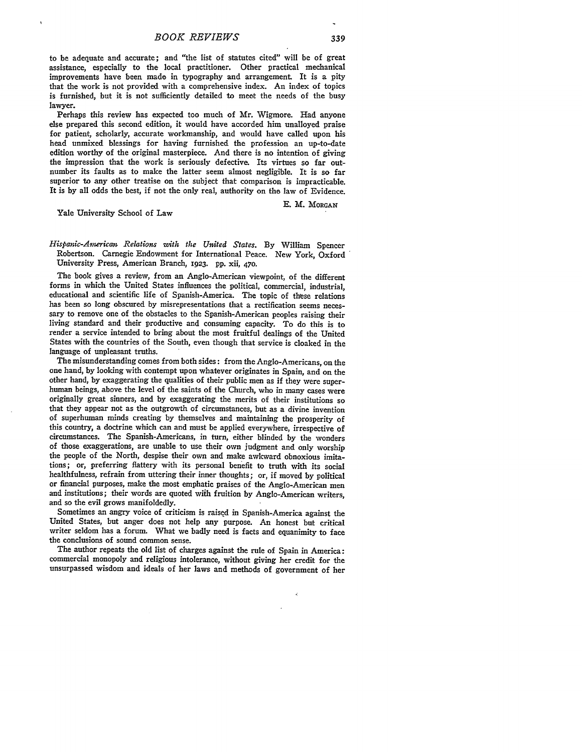to be adequate and accurate; and "the list of statutes cited" will be of great assistance, especially to the local practitioner. Other practical mechanical improvements have been made in typography and arrangement. It is a pity that the work is not provided with a comprehensive index. An index of topics is furnished, but it is not sufficiently detailed to meet the needs of the busy lawyer.

Perhaps this review has expected too much of Mr. Wigmore. Had anyone else prepared this second edition, it would have accorded him unalloyed praise for patient, scholarly, accurate workmanship, and would have called upon his head unmixed blessings for having furnished the profession an up-to-date edition worthy of the original masterpiece. And there is no intention of giving the impression that the work is seriously defective. Its virtues so far outnumber its faults as to make the latter seem almost negligible. It is so far superior to any other treatise on the subject that comparison is impracticable. It is by all odds the best, if not the only real, authority on the law of Evidence.

E. M. Morgan

Yale University School of Law

*Hispanic-American Relations with the United States.* By William Spencer Robertson. Carnegie Endowment for International Peace. New York, Oxford University Press, American Branch, 1923. pp. xii, 470.

The book gives a review, from an Anglo-American viewpoint, of the different forms in which the United States influences the political, commercial, industrial, educational and scientific life of Spanish-America. The topic of these relations has been so long obscured by misrepresentations that a rectification seems necessary to remove one of the obstacles to the Spanish-American peoples raising their living standard and their productive and consuming capacity. To do this is to render a service intended to bring about the most fruitful dealings of the United States with the countries of the South, even though that service is cloaked in the language of unpleasant truths.

The misunderstanding comes from both sides: from the Anglo-Americans, on the one hand, by looking with contempt upon whatever originates in Spain, and on the other hand, by exaggerating the qualities of their public men as if they were superhuman beings, above the level of the saints of the Church, who in many cases were originally great sinners, and by exaggerating the merits of their institutions so that they appear not as the outgrowth of circumstances, but as a divine invention of superhuman minds creating by themselves and maintaining the prosperity of this country, a doctrine which can and must be applied everywhere, irrespective of circumstances. The Spanish-Americans, in turn, either blinded by the wonders of those exaggerations, are unable to use their own judgment and only worship the people of the North, despise their own and make awkward obnoxious imitations; or, preferring flattery with its personal benefit to truth with its social healthfulness, refrain from uttering their inner thoughts; or, if moved by political or financial purposes, make the most emphatic praises of the Anglo-American men and institutions; their words are quoted with fruition by Anglo-American writers, and so the evil grows manifoldedly.

Sometimes an angry voice of criticism is raised in Spanish-America against the United States, but anger does not help any purpose. An honest but critical writer seldom has a forum. What we badly need is facts and equanimity to face the conclusions of sound common sense.

The author repeats the old list of charges against the rule of Spain in America: commercial monopoly and religious intolerance, without giving her credit for the unsurpassed wisdom and ideals of her laws and methods of government of her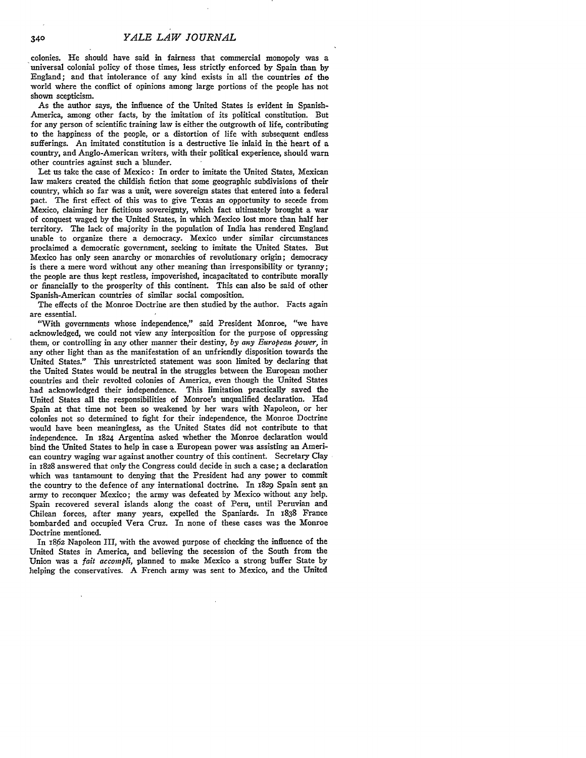colonies. He should have said in fairness that commercial monopoly was a universal colonial policy of those times, less strictly enforced by Spain than by England; and that intolerance of any kind exists in all the countries of the world where the conflict of opinions among large portions of the people has not shown scepticism.

As the author says, the influence of the United States is evident in Spanish-America, among other facts, by the imitation of its political constitution. But for any person of scientific training law is either the outgrowth of life, contributing to the happiness of the people, or a distortion of life with subsequent endless sufferings. An imitated constitution is a destructive lie inlaid in the heart of a country, and Anglo-American writers, with their political experience, should warn other countries against such a blunder.

Let us take the case of Mexico: In order to imitate the United States, Mexican law makers created the childish fiction that some geographic subdivisions of their country, which so far was a unit, were sovereign states that entered into a federal pact. The first effect of this was to give Texas an opportunity to secede from Mexico, claiming her fictitious sovereignty, which fact ultimately brought a war of conquest waged by the United States, in which Mexico lost more than half her territory. The lack of majority in the population of India has rendered England unable to organize there a democracy. Mexico under similar circumstances proclaimed a democratic government, seeking to imitate the United States. But Mexico has only seen anarchy or monarchies of revolutionary origin; democracy is there a mere word without any other meaning than irresponsibility or tyranny; the people are thus kept restless, impoverished, incapacitated to contribute morally or financially to the prosperity of this continent. This can also be said of other Spanish-American countries of similar social composition.

The effects of the Monroe Doctrine are then studied by the author. Facts again are essential.

"With governments whose independence," said President Monroe, "we have acknowledged, we could not view any interposition for the purpose of oppressing them, or controlling in any other manner their destiny, *by any European power*, in any other light than as the manifestation of an unfriendly disposition towards the United States." This unrestricted statement was soon limited by declaring that the United States would be neutral in the struggles between the European mother countries and their revolted colonies of America, even though the United States had acknowledged their independence. This limitation practically saved the United States all the responsibilities of Monroe's unqualified declaration. Had Spain at that time not been so weakened by her wars with Napoleon, or her colonies not so determined to fight for their independence, the Monroe Doctrine would have been meaningless, as the United States did not contribute to that independence. In 1824 Argentina asked whether the Monroe declaration would bind the United States to help in case a European power was assisting an American country waging war against another country of this continent. Secretary Clay in 1828 answered that only the Congress could decide in such a case; a declaration which was tantamount to denying that the President had any power to commit the country to the defence of any international doctrine. In 1829 Spain sent an army to reconquer Mexico; the army was defeated by Mexico without any help. Spain recovered several islands along the coast of Peru, until Peruvian and Chilean forces, after many years, expelled the Spaniards. In 1838 France bombarded and occupied Vera Cruz. In none of these cases was the Monroe Doctrine mentioned.

In 1862 Napoleon III, with the avowed purpose of checking the influence of the United States in America, and believing the secession of the South from the Union was a *fait accompli*, planned to make Mexico a strong buffer State by helping the conservatives. A French army was sent to Mexico, and the United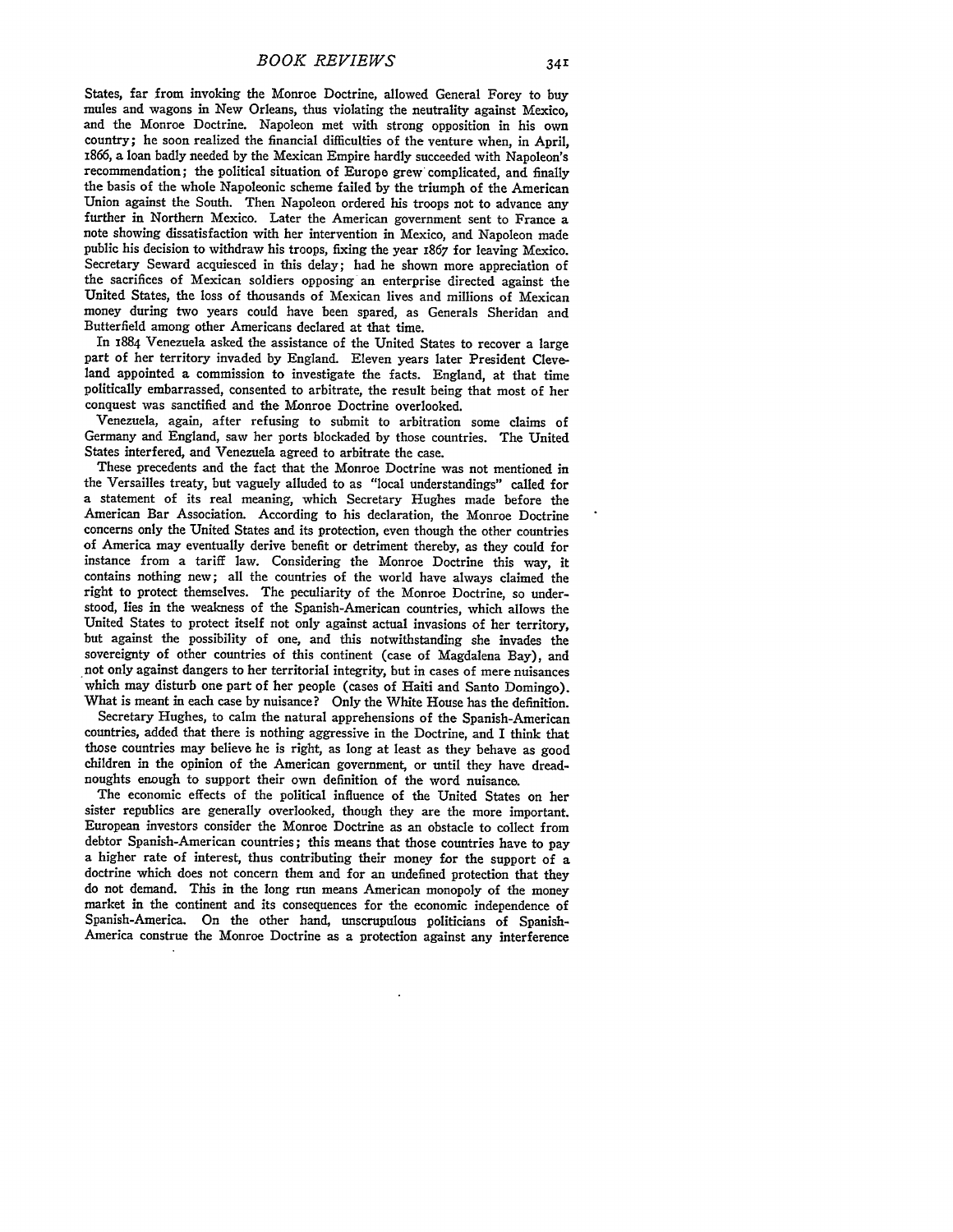States, far from invoking the Monroe Doctrine, allowed General Forey to buy mules and wagons in New Orleans, thus violating the neutrality against Mexico, and the Monroe Doctrine. Napoleon met with strong opposition in his own country; he soon realized the financial difficulties of the venture when, in April, 1866, a loan badly needed by the Mexican Empire hardly succeeded with Napoleon's recommendation; the political situation of Europe grew complicated, and finally the basis of the whole Napoleonic scheme failed by the triumph of the American Union against the South. Then Napoleon ordered his troops not to advance any further in Northern Mexico. Later the American government sent to France a note showing dissatisfaction with her intervention in Mexico, and Napoleon made public his decision to withdraw his troops, fixing the year 1867 for leaving Mexico. Secretary Seward acquiesced in this delay; had he shown more appreciation of the sacrifices of Mexican soldiers opposing an enterprise directed against the United States, the loss of thousands of Mexican lives and millions of Mexican money during two years could have been spared, as Generals Sheridan and Butterfield among other Americans declared at that time.

In 1884 Venezuela asked the assistance of the United States to recover a large part of her territory invaded by England. Eleven years later President Cleveland appointed a commission to investigate the facts. England, at that time politically embarrassed, consented to arbitrate, the result being that most of her conquest was sanctified and the Monroe Doctrine overlooked.

Venezuela, again, after refusing to submit to arbitration some claims of Germany and England, saw her ports blockaded by those countries. The United States interfered, and Venezuela agreed to arbitrate the case.

These precedents and the fact that the Monroe Doctrine was not mentioned in the Versailles treaty, but vaguely alluded to as "local understandings" called for a statement of its real meaning, which Secretary Hughes made before the American Bar Association. According to his declaration, the Monroe Doctrine concerns only the United States and its protection, even though the other countries of America may eventually derive benefit or detriment thereby, as they could for instance from a tariff law. Considering the Monroe Doctrine this way, it contains nothing new; all the countries of the world have always claimed the right to protect themselves. The peculiarity of the Monroe Doctrine, so understood, lies in the weakness of the Spanish-American countries, which allows the United States to protect itself not only against actual invasions of her territory, but against the possibility of one, and this notwithstanding she invades the sovereignty of other countries of this continent (case of Magdalena Bay), and not only against dangers to her territorial integrity, but in cases of mere nuisances which may disturb one part of her people (cases of Haiti and Santo Domingo). What is meant in each case by nuisance? Only the White House has the definition.

Secretary Hughes, to calm the natural apprehensions of the Spanish-American countries, added that there is nothing aggressive in the Doctrine, and I think that those countries may believe he is right, as long at least as they behave as good children in the opinion of the American government, or until they have dreadnoughts enough to support their own definition of the word nuisance.

The economic effects of the political influence of the United States on her sister republics are generally overlooked, though they are the more important. European investors consider the Monroe Doctrine as an obstacle to collect from debtor Spanish-American countries; this means that those countries have to pay a higher rate of interest, thus contributing their money for the support of a doctrine which does not concern them and for an undefined protection that they do not demand. This in the long run means American monopoly of the money market in the continent and its consequences for the economic independence of Spanish-America. On the other hand, unscrupulous politicians of Spanish-America construe the Monroe Doctrine as a protection against any interference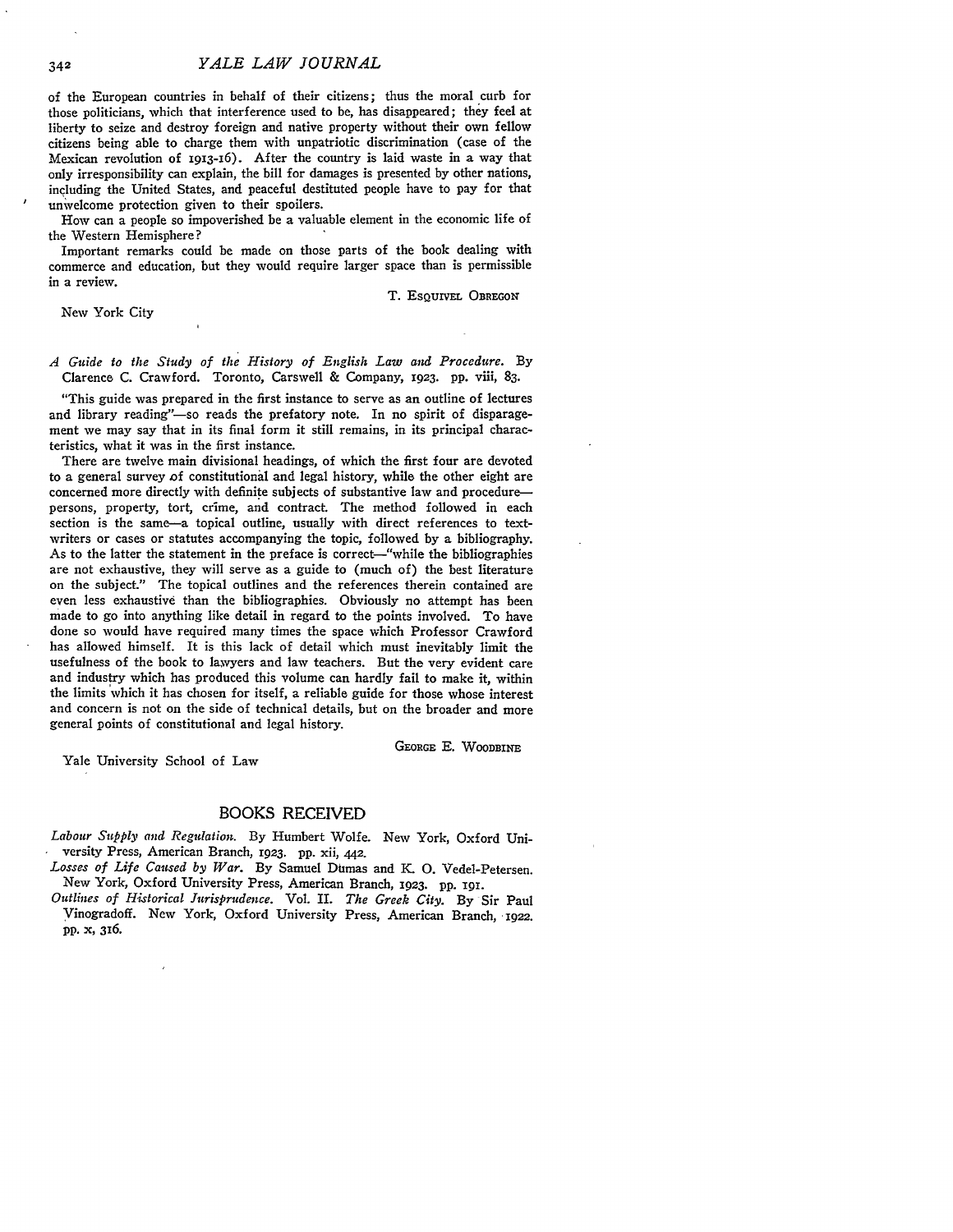of the European countries in behalf of their citizens; thus the moral curb for those politicians, which that interference used to be, has disappeared; they feel at liberty to seize and destroy foreign and native property without their own fellow citizens being able to charge them with unpatriotic discrimination (case of the Mexican revolution of 1913-16). After the country is laid waste in a way that only irresponsibility can explain, the bill for damages is presented by other nations, including the United States, and peaceful destituted people have to pay for that unwelcome protection given to their spoilers.

How can a people so impoverished be a valuable element in the economic life of the Western Hemisphere?

Important remarks could be made on those parts of the book dealing with commerce and education, but they would require larger space than is permissible in a review.

T. Esquivel Obregon

New York City

*A Guide to the Study of the History of English Law and Procedure.* By Clarence C. Crawford. Toronto, Carswell & Company, 1923. pp. viii, 83.

"This guide was prepared in the first instance to serve as an outline of lectures and library reading"—so reads the prefatory note. In no spirit of disparagement we may say that in its final form it still remains, in its principal characteristics, what it was in the first instance.

There are twelve main divisional headings, of which the first four are devoted to a general survey of constitutional and legal history, while the other eight are concerned more directly with definite subjects of substantive law and procedure—persons, property, tort, crime, and contract. The method followed in each section is the same—a topical outline, usually with direct references to text-writers or cases or statutes accompanying the topic, followed by a bibliography. As to the latter the statement in the preface is correct—"while the bibliographies are not exhaustive, they will serve as a guide to (much of) the best literature on the subject." The topical outlines and the references therein contained are even less exhaustive than the bibliographies. Obviously no attempt has been made to go into anything like detail in regard to the points involved. To have done so would have required many times the space which Professor Crawford has allowed himself. It is this lack of detail which must inevitably limit the usefulness of the book to lawyers and law teachers. But the very evident care and industry which has produced this volume can hardly fail to make it, within the limits which it has chosen for itself, a reliable guide for those whose interest and concern is not on the side of technical details, but on the broader and more general points of constitutional and legal history.

George E. Woodbine

Yale University School of Law

## BOOKS RECEIVED

*Labour Supply and Regulation.* By Humbert Wolfe. New York, Oxford University Press, American Branch, 1923. pp. xii, 442.

*Losses of Life Caused by War.* By Samuel Dumas and K. O. Vedel-Petersen. New York, Oxford University Press, American Branch, 1923. pp. 191.

*Outlines of Historical Jurisprudence.* Vol. II. *The Greek City.* By Sir Paul Vinogradoff. New York, Oxford University Press, American Branch, 1922. pp. x, 316.